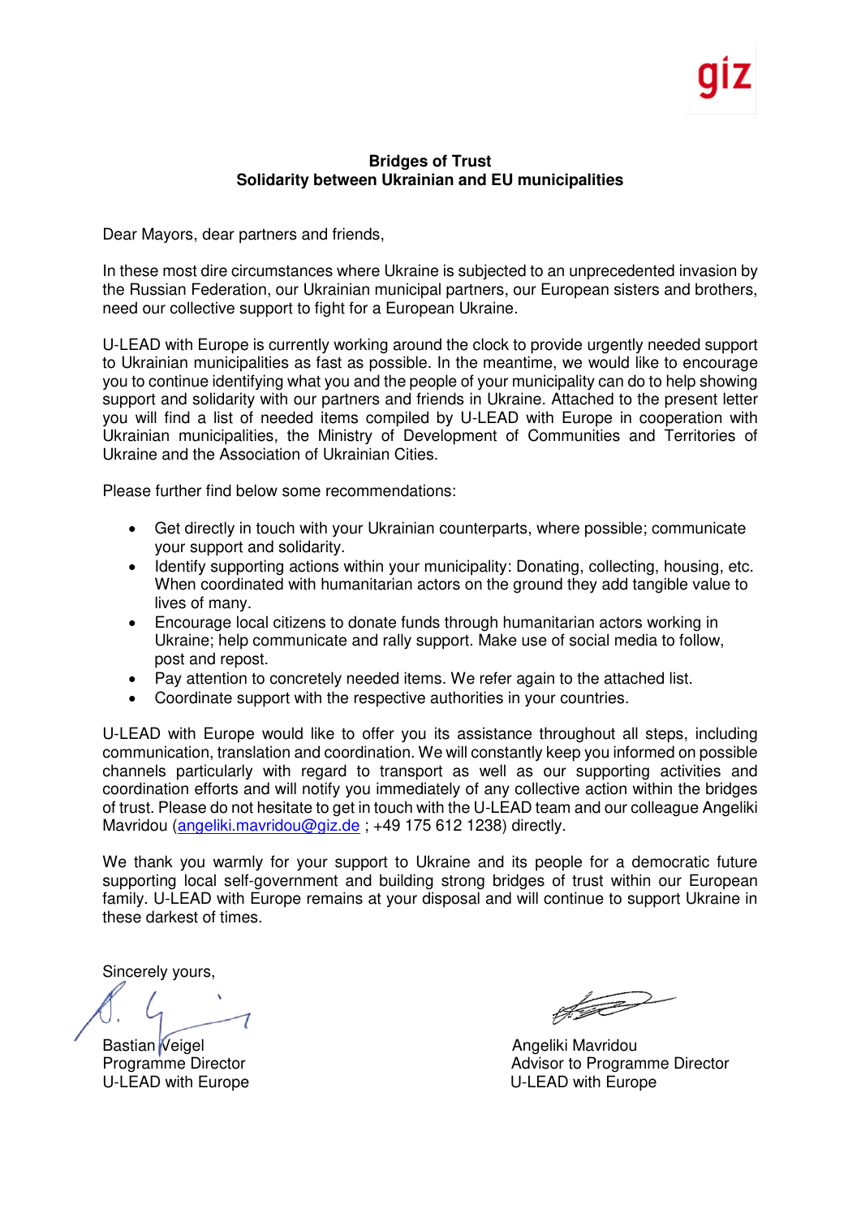**Bridges of Trust**
**Solidarity between Ukrainian and EU municipalities**

Dear Mayors, dear partners and friends,

In these most dire circumstances where Ukraine is subjected to an unprecedented invasion by the Russian Federation, our Ukrainian municipal partners, our European sisters and brothers, need our collective support to fight for a European Ukraine.

U-LEAD with Europe is currently working around the clock to provide urgently needed support to Ukrainian municipalities as fast as possible. In the meantime, we would like to encourage you to continue identifying what you and the people of your municipality can do to help showing support and solidarity with our partners and friends in Ukraine. Attached to the present letter you will find a list of needed items compiled by U-LEAD with Europe in cooperation with Ukrainian municipalities, the Ministry of Development of Communities and Territories of Ukraine and the Association of Ukrainian Cities.

Please further find below some recommendations:

- Get directly in touch with your Ukrainian counterparts, where possible; communicate your support and solidarity.
- Identify supporting actions within your municipality: Donating, collecting, housing, etc. When coordinated with humanitarian actors on the ground they add tangible value to lives of many.
- Encourage local citizens to donate funds through humanitarian actors working in Ukraine; help communicate and rally support. Make use of social media to follow, post and repost.
- Pay attention to concretely needed items. We refer again to the attached list.
- Coordinate support with the respective authorities in your countries.

U-LEAD with Europe would like to offer you its assistance throughout all steps, including communication, translation and coordination. We will constantly keep you informed on possible channels particularly with regard to transport as well as our supporting activities and coordination efforts and will notify you immediately of any collective action within the bridges of trust. Please do not hesitate to get in touch with the U-LEAD team and our colleague Angeliki Mavridou (angeliki.mavridou@giz.de ; +49 175 612 1238) directly.

We thank you warmly for your support to Ukraine and its people for a democratic future supporting local self-government and building strong bridges of trust within our European family. U-LEAD with Europe remains at your disposal and will continue to support Ukraine in these darkest of times.

Sincerely yours,

Bastian Veigel
Programme Director
U-LEAD with Europe

Angeliki Mavridou
Advisor to Programme Director
U-LEAD with Europe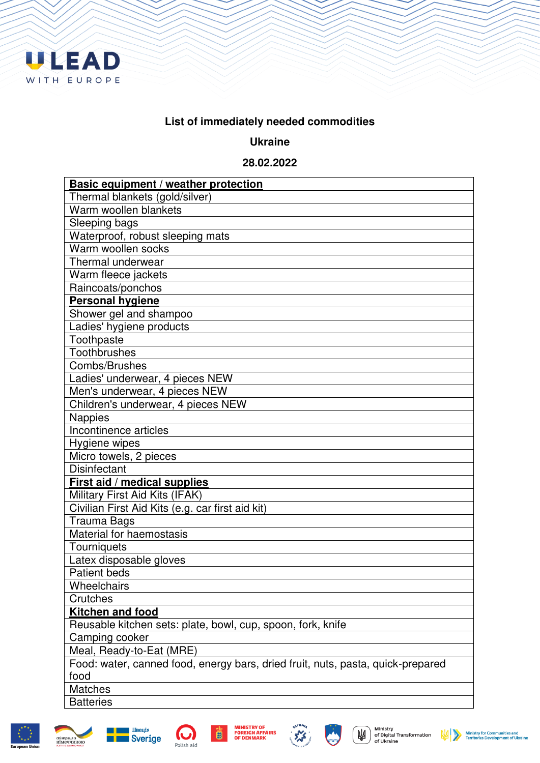**List of immediately needed commodities**

**Ukraine**

**28.02.2022**

| **Basic equipment / weather protection** |
|---|
| Thermal blankets (gold/silver) |
| Warm woollen blankets |
| Sleeping bags |
| Waterproof, robust sleeping mats |
| Warm woollen socks |
| Thermal underwear |
| Warm fleece jackets |
| Raincoats/ponchos |
| **Personal hygiene** |
| Shower gel and shampoo |
| Ladies' hygiene products |
| Toothpaste |
| Toothbrushes |
| Combs/Brushes |
| Ladies' underwear, 4 pieces NEW |
| Men's underwear, 4 pieces NEW |
| Children's underwear, 4 pieces NEW |
| Nappies |
| Incontinence articles |
| Hygiene wipes |
| Micro towels, 2 pieces |
| Disinfectant |
| **First aid / medical supplies** |
| Military First Aid Kits (IFAK) |
| Civilian First Aid Kits (e.g. car first aid kit) |
| Trauma Bags |
| Material for haemostasis |
| Tourniquets |
| Latex disposable gloves |
| Patient beds |
| Wheelchairs |
| Crutches |
| **Kitchen and food** |
| Reusable kitchen sets: plate, bowl, cup, spoon, fork, knife |
| Camping cooker |
| Meal, Ready-to-Eat (MRE) |
| Food: water, canned food, energy bars, dried fruit, nuts, pasta, quick-prepared food |
| Matches |
| Batteries |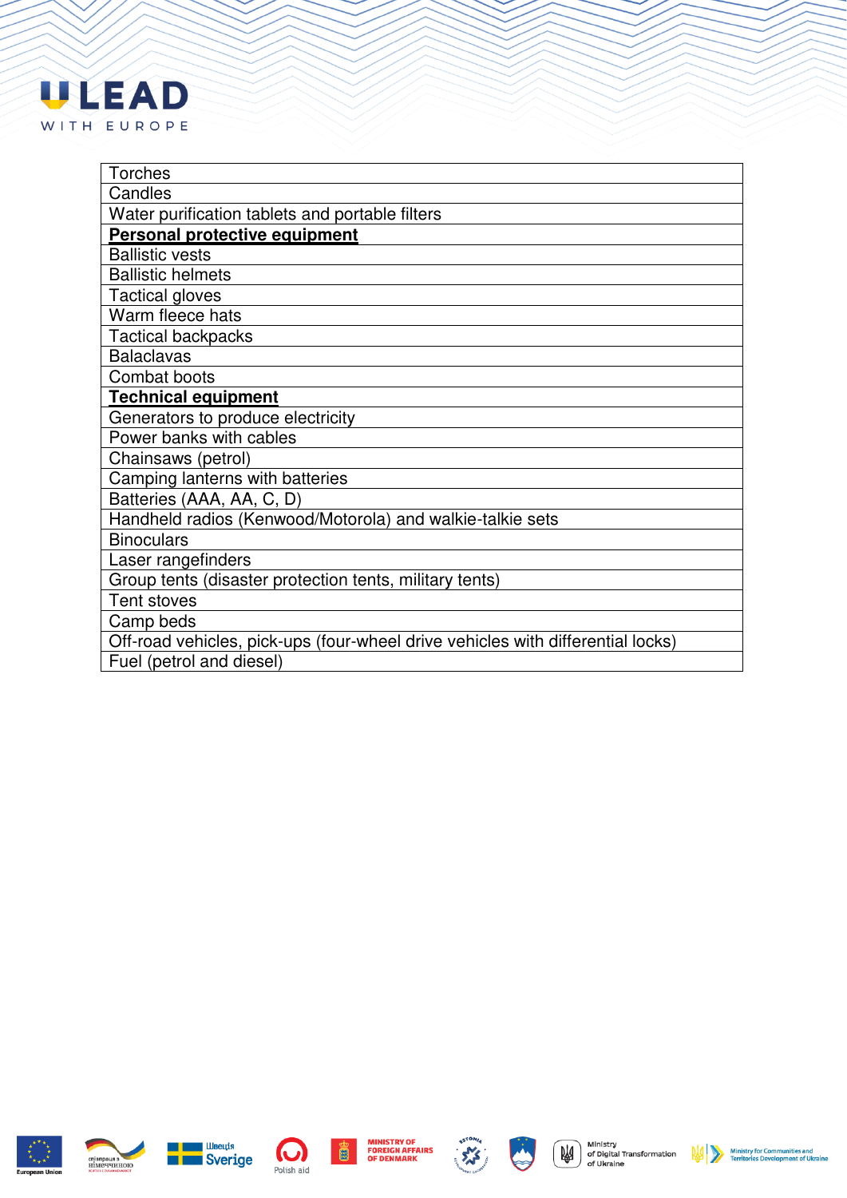| |
|---|
| Torches |
| Candles |
| Water purification tablets and portable filters |
| **Personal protective equipment** |
| Ballistic vests |
| Ballistic helmets |
| Tactical gloves |
| Warm fleece hats |
| Tactical backpacks |
| Balaclavas |
| Combat boots |
| **Technical equipment** |
| Generators to produce electricity |
| Power banks with cables |
| Chainsaws (petrol) |
| Camping lanterns with batteries |
| Batteries (AAA, AA, C, D) |
| Handheld radios (Kenwood/Motorola) and walkie-talkie sets |
| Binoculars |
| Laser rangefinders |
| Group tents (disaster protection tents, military tents) |
| Tent stoves |
| Camp beds |
| Off-road vehicles, pick-ups (four-wheel drive vehicles with differential locks) |
| Fuel (petrol and diesel) |